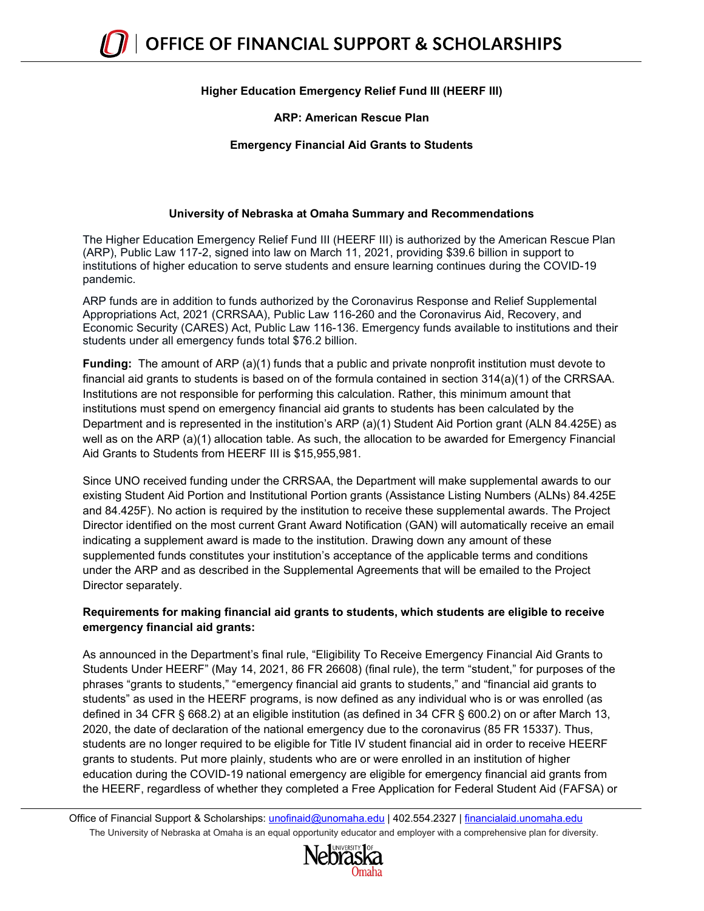# OFFICE OF FINANCIAL SUPPORT & SCHOLARSHIPS

**Higher Education Emergency Relief Fund III (HEERF III)**

**ARP: American Rescue Plan**

**Emergency Financial Aid Grants to Students**

## University of Nebraska at Omaha Summary and Recommendations

The Higher Education Emergency Relief Fund III (HEERF III) is authorized by the American Rescue Plan (ARP), Public Law 117-2, signed into law on March 11, 2021, providing $39.6 billion in support to institutions of higher education to serve students and ensure learning continues during the COVID-19 pandemic.

ARP funds are in addition to funds authorized by the Coronavirus Response and Relief Supplemental Appropriations Act, 2021 (CRRSAA), Public Law 116-260 and the Coronavirus Aid, Recovery, and Economic Security (CARES) Act, Public Law 116-136. Emergency funds available to institutions and their students under all emergency funds total $76.2 billion.

**Funding:** The amount of ARP (a)(1) funds that a public and private nonprofit institution must devote to financial aid grants to students is based on of the formula contained in section 314(a)(1) of the CRRSAA. Institutions are not responsible for performing this calculation. Rather, this minimum amount that institutions must spend on emergency financial aid grants to students has been calculated by the Department and is represented in the institution's ARP (a)(1) Student Aid Portion grant (ALN 84.425E) as well as on the ARP (a)(1) allocation table. As such, the allocation to be awarded for Emergency Financial Aid Grants to Students from HEERF III is $15,955,981.

Since UNO received funding under the CRRSAA, the Department will make supplemental awards to our existing Student Aid Portion and Institutional Portion grants (Assistance Listing Numbers (ALNs) 84.425E and 84.425F). No action is required by the institution to receive these supplemental awards. The Project Director identified on the most current Grant Award Notification (GAN) will automatically receive an email indicating a supplement award is made to the institution. Drawing down any amount of these supplemented funds constitutes your institution's acceptance of the applicable terms and conditions under the ARP and as described in the Supplemental Agreements that will be emailed to the Project Director separately.

**Requirements for making financial aid grants to students, which students are eligible to receive emergency financial aid grants:**

As announced in the Department's final rule, "Eligibility To Receive Emergency Financial Aid Grants to Students Under HEERF" (May 14, 2021, 86 FR 26608) (final rule), the term "student," for purposes of the phrases "grants to students," "emergency financial aid grants to students," and "financial aid grants to students" as used in the HEERF programs, is now defined as any individual who is or was enrolled (as defined in 34 CFR § 668.2) at an eligible institution (as defined in 34 CFR § 600.2) on or after March 13, 2020, the date of declaration of the national emergency due to the coronavirus (85 FR 15337). Thus, students are no longer required to be eligible for Title IV student financial aid in order to receive HEERF grants to students. Put more plainly, students who are or were enrolled in an institution of higher education during the COVID-19 national emergency are eligible for emergency financial aid grants from the HEERF, regardless of whether they completed a Free Application for Federal Student Aid (FAFSA) or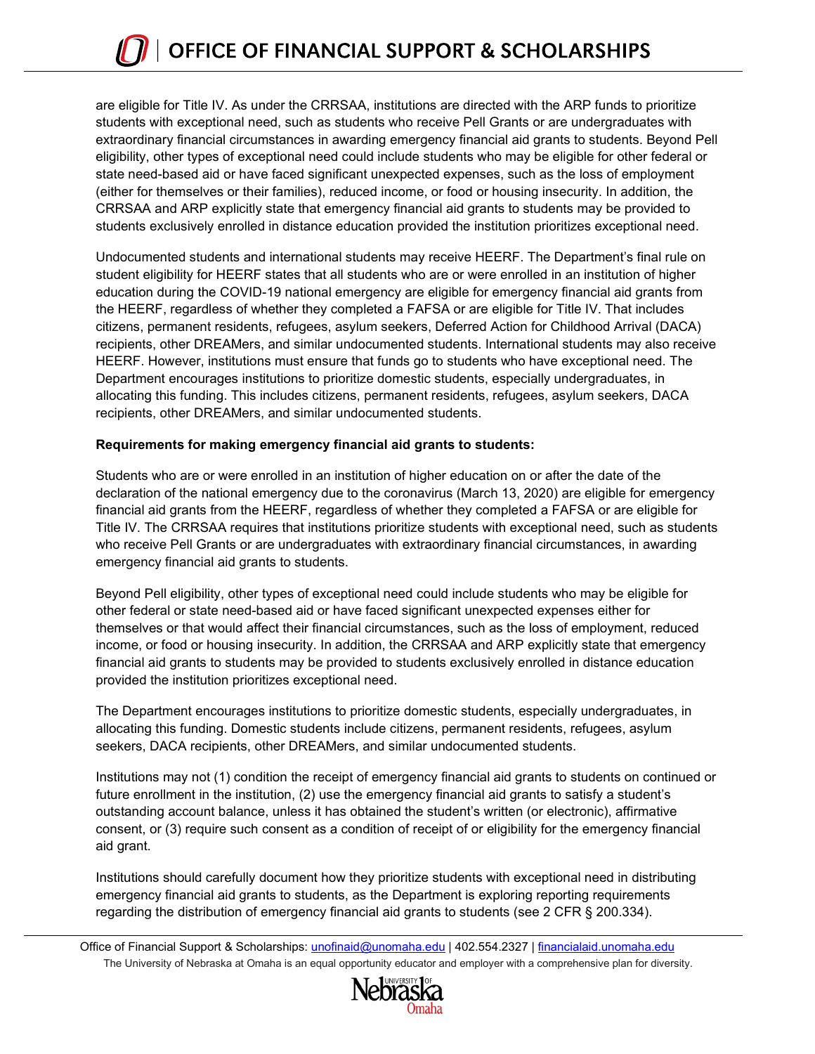are eligible for Title IV. As under the CRRSAA, institutions are directed with the ARP funds to prioritize students with exceptional need, such as students who receive Pell Grants or are undergraduates with extraordinary financial circumstances in awarding emergency financial aid grants to students. Beyond Pell eligibility, other types of exceptional need could include students who may be eligible for other federal or state need-based aid or have faced significant unexpected expenses, such as the loss of employment (either for themselves or their families), reduced income, or food or housing insecurity. In addition, the CRRSAA and ARP explicitly state that emergency financial aid grants to students may be provided to students exclusively enrolled in distance education provided the institution prioritizes exceptional need.

Undocumented students and international students may receive HEERF. The Department's final rule on student eligibility for HEERF states that all students who are or were enrolled in an institution of higher education during the COVID-19 national emergency are eligible for emergency financial aid grants from the HEERF, regardless of whether they completed a FAFSA or are eligible for Title IV. That includes citizens, permanent residents, refugees, asylum seekers, Deferred Action for Childhood Arrival (DACA) recipients, other DREAMers, and similar undocumented students. International students may also receive HEERF. However, institutions must ensure that funds go to students who have exceptional need. The Department encourages institutions to prioritize domestic students, especially undergraduates, in allocating this funding. This includes citizens, permanent residents, refugees, asylum seekers, DACA recipients, other DREAMers, and similar undocumented students.

**Requirements for making emergency financial aid grants to students:**

Students who are or were enrolled in an institution of higher education on or after the date of the declaration of the national emergency due to the coronavirus (March 13, 2020) are eligible for emergency financial aid grants from the HEERF, regardless of whether they completed a FAFSA or are eligible for Title IV. The CRRSAA requires that institutions prioritize students with exceptional need, such as students who receive Pell Grants or are undergraduates with extraordinary financial circumstances, in awarding emergency financial aid grants to students.

Beyond Pell eligibility, other types of exceptional need could include students who may be eligible for other federal or state need-based aid or have faced significant unexpected expenses either for themselves or that would affect their financial circumstances, such as the loss of employment, reduced income, or food or housing insecurity. In addition, the CRRSAA and ARP explicitly state that emergency financial aid grants to students may be provided to students exclusively enrolled in distance education provided the institution prioritizes exceptional need.

The Department encourages institutions to prioritize domestic students, especially undergraduates, in allocating this funding. Domestic students include citizens, permanent residents, refugees, asylum seekers, DACA recipients, other DREAMers, and similar undocumented students.

Institutions may not (1) condition the receipt of emergency financial aid grants to students on continued or future enrollment in the institution, (2) use the emergency financial aid grants to satisfy a student's outstanding account balance, unless it has obtained the student's written (or electronic), affirmative consent, or (3) require such consent as a condition of receipt of or eligibility for the emergency financial aid grant.

Institutions should carefully document how they prioritize students with exceptional need in distributing emergency financial aid grants to students, as the Department is exploring reporting requirements regarding the distribution of emergency financial aid grants to students (see 2 CFR § 200.334).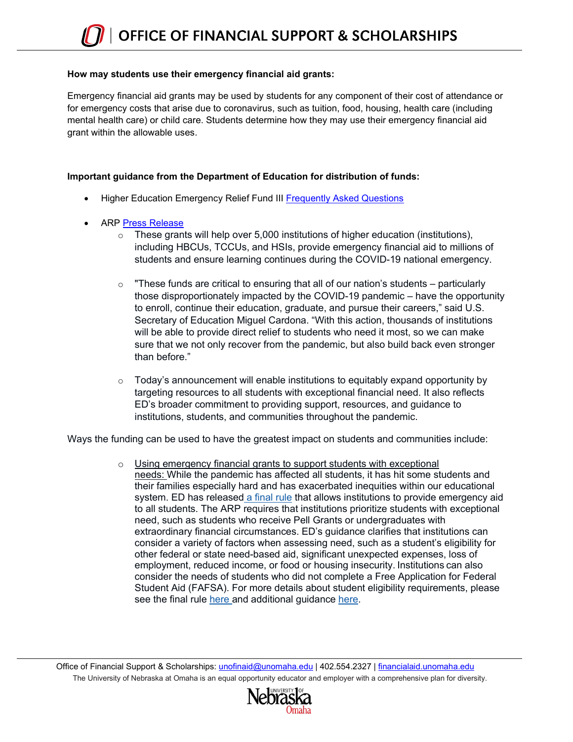**How may students use their emergency financial aid grants:**

Emergency financial aid grants may be used by students for any component of their cost of attendance or for emergency costs that arise due to coronavirus, such as tuition, food, housing, health care (including mental health care) or child care. Students determine how they may use their emergency financial aid grant within the allowable uses.

**Important guidance from the Department of Education for distribution of funds:**

- Higher Education Emergency Relief Fund III [Frequently Asked Questions]()
- ARP [Press Release]()
    - These grants will help over 5,000 institutions of higher education (institutions), including HBCUs, TCCUs, and HSIs, provide emergency financial aid to millions of students and ensure learning continues during the COVID-19 national emergency.
    - "These funds are critical to ensuring that all of our nation's students – particularly those disproportionately impacted by the COVID-19 pandemic – have the opportunity to enroll, continue their education, graduate, and pursue their careers," said U.S. Secretary of Education Miguel Cardona. "With this action, thousands of institutions will be able to provide direct relief to students who need it most, so we can make sure that we not only recover from the pandemic, but also build back even stronger than before."
    - Today's announcement will enable institutions to equitably expand opportunity by targeting resources to all students with exceptional financial need. It also reflects ED's broader commitment to providing support, resources, and guidance to institutions, students, and communities throughout the pandemic.

Ways the funding can be used to have the greatest impact on students and communities include:

- Using emergency financial grants to support students with exceptional needs: While the pandemic has affected all students, it has hit some students and their families especially hard and has exacerbated inequities within our educational system. ED has released [a final rule]() that allows institutions to provide emergency aid to all students. The ARP requires that institutions prioritize students with exceptional need, such as students who receive Pell Grants or undergraduates with extraordinary financial circumstances. ED's guidance clarifies that institutions can consider a variety of factors when assessing need, such as a student's eligibility for other federal or state need-based aid, significant unexpected expenses, loss of employment, reduced income, or food or housing insecurity. Institutions can also consider the needs of students who did not complete a Free Application for Federal Student Aid (FAFSA). For more details about student eligibility requirements, please see the final rule [here]() and additional guidance [here]().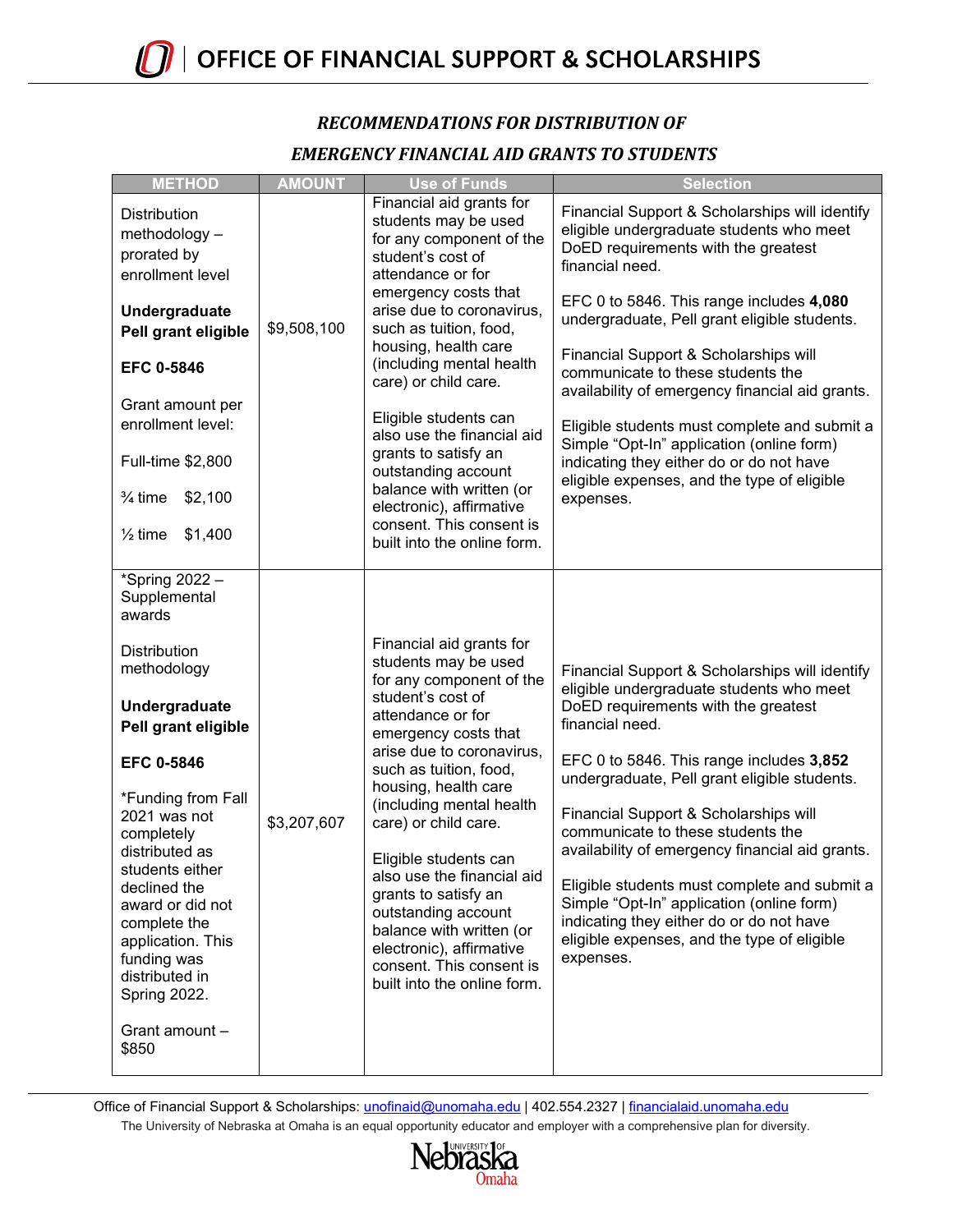# OFFICE OF FINANCIAL SUPPORT & SCHOLARSHIPS

### *RECOMMENDATIONS FOR DISTRIBUTION OF*

### *EMERGENCY FINANCIAL AID GRANTS TO STUDENTS*

| METHOD | AMOUNT | Use of Funds | Selection |
|---|---|---|---|
| Distribution methodology – prorated by enrollment level<br><br>**Undergraduate Pell grant eligible**<br><br>**EFC 0-5846**<br><br>Grant amount per enrollment level:<br><br>Full-time $2,800<br><br>¾ time $2,100<br><br>½ time $1,400 | $9,508,100 | Financial aid grants for students may be used for any component of the student's cost of attendance or for emergency costs that arise due to coronavirus, such as tuition, food, housing, health care (including mental health care) or child care.<br><br>Eligible students can also use the financial aid grants to satisfy an outstanding account balance with written (or electronic), affirmative consent. This consent is built into the online form. | Financial Support & Scholarships will identify eligible undergraduate students who meet DoED requirements with the greatest financial need.<br><br>EFC 0 to 5846. This range includes **4,080** undergraduate, Pell grant eligible students.<br><br>Financial Support & Scholarships will communicate to these students the availability of emergency financial aid grants.<br><br>Eligible students must complete and submit a Simple "Opt-In" application (online form) indicating they either do or do not have eligible expenses, and the type of eligible expenses. |
| *Spring 2022 – Supplemental awards<br><br>Distribution methodology<br><br>**Undergraduate Pell grant eligible**<br><br>**EFC 0-5846**<br><br>*Funding from Fall 2021 was not completely distributed as students either declined the award or did not complete the application. This funding was distributed in Spring 2022.<br><br>Grant amount – $850 | $3,207,607 | Financial aid grants for students may be used for any component of the student's cost of attendance or for emergency costs that arise due to coronavirus, such as tuition, food, housing, health care (including mental health care) or child care.<br><br>Eligible students can also use the financial aid grants to satisfy an outstanding account balance with written (or electronic), affirmative consent. This consent is built into the online form. | Financial Support & Scholarships will identify eligible undergraduate students who meet DoED requirements with the greatest financial need.<br><br>EFC 0 to 5846. This range includes **3,852** undergraduate, Pell grant eligible students.<br><br>Financial Support & Scholarships will communicate to these students the availability of emergency financial aid grants.<br><br>Eligible students must complete and submit a Simple "Opt-In" application (online form) indicating they either do or do not have eligible expenses, and the type of eligible expenses. |

Office of Financial Support & Scholarships: unofinaid@unomaha.edu | 402.554.2327 | financialaid.unomaha.edu

The University of Nebraska at Omaha is an equal opportunity educator and employer with a comprehensive plan for diversity.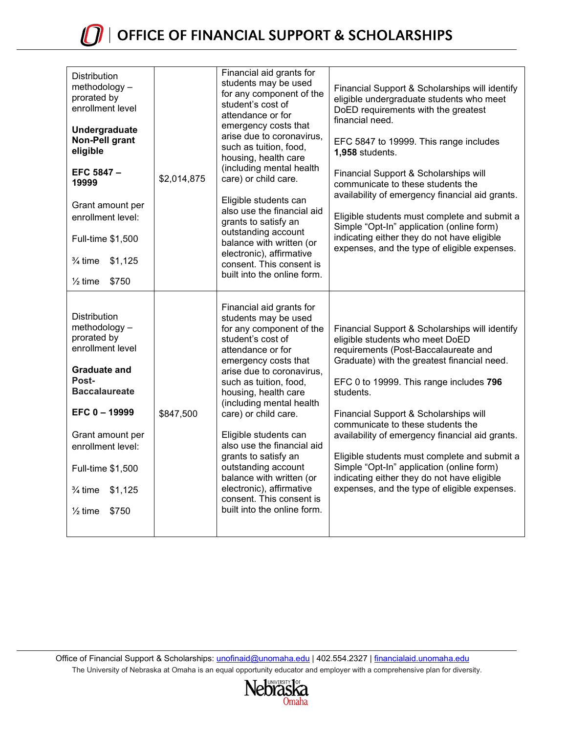| | | | |
|---|---|---|---|
| Distribution methodology – prorated by enrollment level<br><br>**Undergraduate Non-Pell grant eligible**<br><br>**EFC 5847 – 19999**<br><br>Grant amount per enrollment level:<br><br>Full-time $1,500<br><br>¾ time $1,125<br><br>½ time $750 | $2,014,875 | Financial aid grants for students may be used for any component of the student's cost of attendance or for emergency costs that arise due to coronavirus, such as tuition, food, housing, health care (including mental health care) or child care.<br><br>Eligible students can also use the financial aid grants to satisfy an outstanding account balance with written (or electronic), affirmative consent. This consent is built into the online form. | Financial Support & Scholarships will identify eligible undergraduate students who meet DoED requirements with the greatest financial need.<br><br>EFC 5847 to 19999. This range includes **1,958** students.<br><br>Financial Support & Scholarships will communicate to these students the availability of emergency financial aid grants.<br><br>Eligible students must complete and submit a Simple "Opt-In" application (online form) indicating either they do not have eligible expenses, and the type of eligible expenses. |
| Distribution methodology – prorated by enrollment level<br><br>**Graduate and Post-Baccalaureate**<br><br>**EFC 0 – 19999**<br><br>Grant amount per enrollment level:<br><br>Full-time $1,500<br><br>¾ time $1,125<br><br>½ time $750 | $847,500 | Financial aid grants for students may be used for any component of the student's cost of attendance or for emergency costs that arise due to coronavirus, such as tuition, food, housing, health care (including mental health care) or child care.<br><br>Eligible students can also use the financial aid grants to satisfy an outstanding account balance with written (or electronic), affirmative consent. This consent is built into the online form. | Financial Support & Scholarships will identify eligible students who meet DoED requirements (Post-Baccalaureate and Graduate) with the greatest financial need.<br><br>EFC 0 to 19999. This range includes **796** students.<br><br>Financial Support & Scholarships will communicate to these students the availability of emergency financial aid grants.<br><br>Eligible students must complete and submit a Simple "Opt-In" application (online form) indicating either they do not have eligible expenses, and the type of eligible expenses. |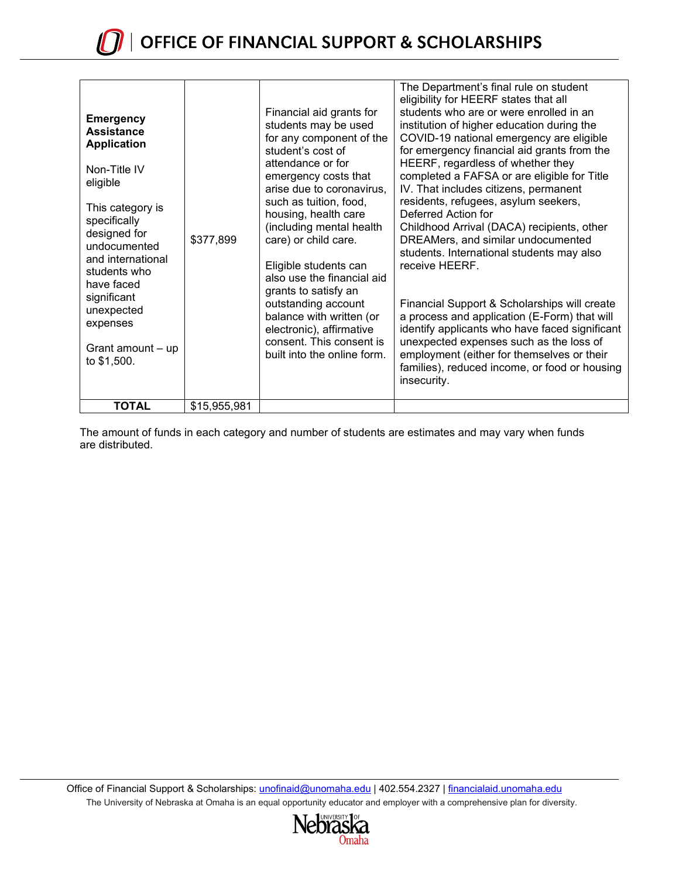| | | | |
|---|---|---|---|
| **Emergency Assistance Application**<br><br>Non-Title IV eligible<br><br>This category is specifically designed for undocumented and international students who have faced significant unexpected expenses<br><br>Grant amount – up to $1,500. | $377,899 | Financial aid grants for students may be used for any component of the student's cost of attendance or for emergency costs that arise due to coronavirus, such as tuition, food, housing, health care (including mental health care) or child care.<br><br>Eligible students can also use the financial aid grants to satisfy an outstanding account balance with written (or electronic), affirmative consent. This consent is built into the online form. | The Department's final rule on student eligibility for HEERF states that all students who are or were enrolled in an institution of higher education during the COVID-19 national emergency are eligible for emergency financial aid grants from the HEERF, regardless of whether they completed a FAFSA or are eligible for Title IV. That includes citizens, permanent residents, refugees, asylum seekers, Deferred Action for Childhood Arrival (DACA) recipients, other DREAMers, and similar undocumented students. International students may also receive HEERF.<br><br>Financial Support & Scholarships will create a process and application (E-Form) that will identify applicants who have faced significant unexpected expenses such as the loss of employment (either for themselves or their families), reduced income, or food or housing insecurity. |
| **TOTAL** | $15,955,981 | | |

The amount of funds in each category and number of students are estimates and may vary when funds are distributed.